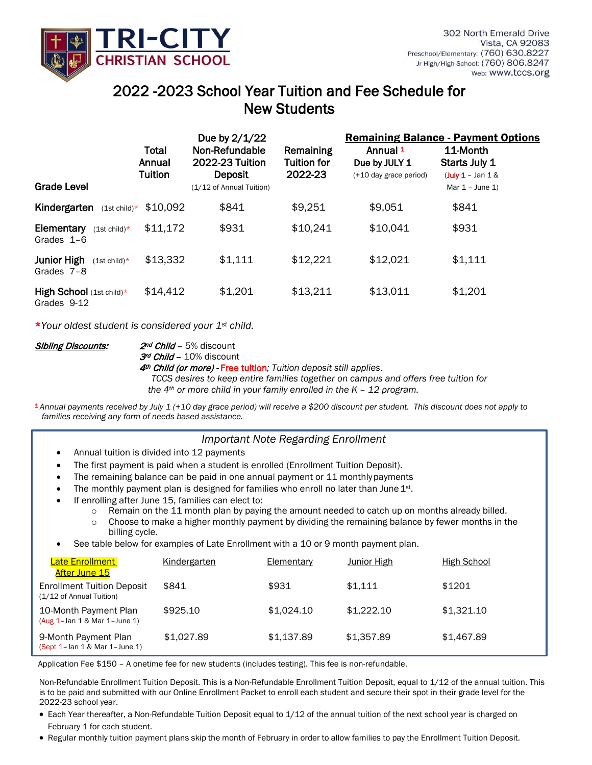# TRI-CITY CHRISTIAN SCHOOL

302 North Emerald Drive
Vista, CA 92083
Preschool/Elementary: (760) 630.8227
Jr High/High School: (760) 806.8247
Web: www.tccs.org

## 2022 -2023 School Year Tuition and Fee Schedule for New Students

| Grade Level | Total Annual Tuition | Due by 2/1/22 Non-Refundable 2022-23 Tuition Deposit (1/12 of Annual Tuition) | Remaining Tuition for 2022-23 | **Remaining Balance - Payment Options** | |
|---|---|---|---|---|---|
| | | | | Annual [1] Due by JULY 1 (+10 day grace period) | 11-Month Starts July 1 (July 1 – Jan 1 & Mar 1 – June 1) |
| **Kindergarten** (1st child)* | $10,092 | $841 | $9,251 | $9,051 | $841 |
| **Elementary** (1st child)* Grades 1–6 | $11,172 | $931 | $10,241 | $10,041 | $931 |
| **Junior High** (1st child)* Grades 7–8 | $13,332 | $1,111 | $12,221 | $12,021 | $1,111 |
| **High School** (1st child)* Grades 9-12 | $14,412 | $1,201 | $13,211 | $13,011 | $1,201 |

**\*** *Your oldest student is considered your 1st child.*

***Sibling Discounts:***
- ***2nd Child*** – 5% discount
- ***3rd Child*** – 10% discount
- ***4th Child (or more)*** - Free tuition; *Tuition deposit still applies.*
  *TCCS desires to keep entire families together on campus and offers free tuition for the 4th or more child in your family enrolled in the K – 12 program.*

[1] *Annual payments received by July 1 (+10 day grace period) will receive a $200 discount per student. This discount does not apply to families receiving any form of needs based assistance.*

### *Important Note Regarding Enrollment*

- Annual tuition is divided into 12 payments
- The first payment is paid when a student is enrolled (Enrollment Tuition Deposit).
- The remaining balance can be paid in one annual payment or 11 monthly payments
- The monthly payment plan is designed for families who enroll no later than June 1st.
- If enrolling after June 15, families can elect to:
  - Remain on the 11 month plan by paying the amount needed to catch up on months already billed.
  - Choose to make a higher monthly payment by dividing the remaining balance by fewer months in the billing cycle.
- See table below for examples of Late Enrollment with a 10 or 9 month payment plan.

| Late Enrollment After June 15 | Kindergarten | Elementary | Junior High | High School |
|---|---|---|---|---|
| Enrollment Tuition Deposit (1/12 of Annual Tuition) | $841 | $931 | $1,111 | $1201 |
| 10-Month Payment Plan (Aug 1–Jan 1 & Mar 1–June 1) | $925.10 | $1,024.10 | $1,222.10 | $1,321.10 |
| 9-Month Payment Plan (Sept 1–Jan 1 & Mar 1–June 1) | $1,027.89 | $1,137.89 | $1,357.89 | $1,467.89 |

Application Fee $150 – A onetime fee for new students (includes testing). This fee is non-refundable.

Non-Refundable Enrollment Tuition Deposit. This is a Non-Refundable Enrollment Tuition Deposit, equal to 1/12 of the annual tuition. This is to be paid and submitted with our Online Enrollment Packet to enroll each student and secure their spot in their grade level for the 2022-23 school year.

- Each Year thereafter, a Non-Refundable Tuition Deposit equal to 1/12 of the annual tuition of the next school year is charged on February 1 for each student.
- Regular monthly tuition payment plans skip the month of February in order to allow families to pay the Enrollment Tuition Deposit.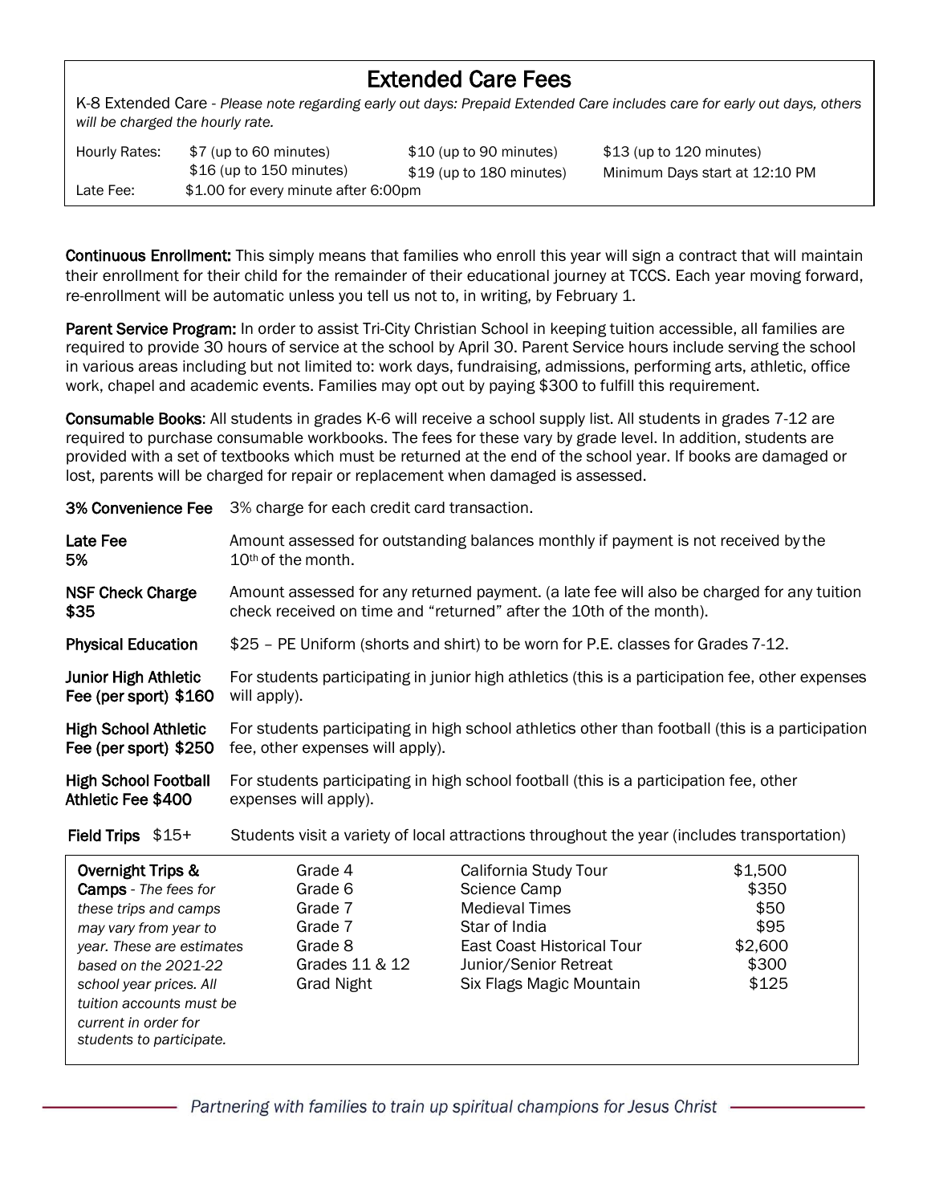## Extended Care Fees

K-8 Extended Care - *Please note regarding early out days: Prepaid Extended Care includes care for early out days, others will be charged the hourly rate.*

| | | | |
|---|---|---|---|
| Hourly Rates: | $7 (up to 60 minutes) | $10 (up to 90 minutes) | $13 (up to 120 minutes) |
| | $16 (up to 150 minutes) | $19 (up to 180 minutes) | Minimum Days start at 12:10 PM |
| Late Fee: | $1.00 for every minute after 6:00pm | | |

**Continuous Enrollment:** This simply means that families who enroll this year will sign a contract that will maintain their enrollment for their child for the remainder of their educational journey at TCCS. Each year moving forward, re-enrollment will be automatic unless you tell us not to, in writing, by February 1.

**Parent Service Program:** In order to assist Tri-City Christian School in keeping tuition accessible, all families are required to provide 30 hours of service at the school by April 30. Parent Service hours include serving the school in various areas including but not limited to: work days, fundraising, admissions, performing arts, athletic, office work, chapel and academic events. Families may opt out by paying $300 to fulfill this requirement.

**Consumable Books**: All students in grades K-6 will receive a school supply list. All students in grades 7-12 are required to purchase consumable workbooks. The fees for these vary by grade level. In addition, students are provided with a set of textbooks which must be returned at the end of the school year. If books are damaged or lost, parents will be charged for repair or replacement when damaged is assessed.

| | |
|---|---|
| **3% Convenience Fee** | 3% charge for each credit card transaction. |
| **Late Fee 5%** | Amount assessed for outstanding balances monthly if payment is not received by the 10th of the month. |
| **NSF Check Charge $35** | Amount assessed for any returned payment. (a late fee will also be charged for any tuition check received on time and "returned" after the 10th of the month). |
| **Physical Education** | $25 – PE Uniform (shorts and shirt) to be worn for P.E. classes for Grades 7-12. |
| **Junior High Athletic Fee (per sport) $160** | For students participating in junior high athletics (this is a participation fee, other expenses will apply). |
| **High School Athletic Fee (per sport) $250** | For students participating in high school athletics other than football (this is a participation fee, other expenses will apply). |
| **High School Football Athletic Fee $400** | For students participating in high school football (this is a participation fee, other expenses will apply). |
| **Field Trips** $15+ | Students visit a variety of local attractions throughout the year (includes transportation) |

**Overnight Trips & Camps** - *The fees for these trips and camps may vary from year to year. These are estimates based on the 2021-22 school year prices. All tuition accounts must be current in order for students to participate.*

| | | |
|---|---|---|
| Grade 4 | California Study Tour | $1,500 |
| Grade 6 | Science Camp | $350 |
| Grade 7 | Medieval Times | $50 |
| Grade 7 | Star of India | $95 |
| Grade 8 | East Coast Historical Tour | $2,600 |
| Grades 11 & 12 | Junior/Senior Retreat | $300 |
| Grad Night | Six Flags Magic Mountain | $125 |

*Partnering with families to train up spiritual champions for Jesus Christ*